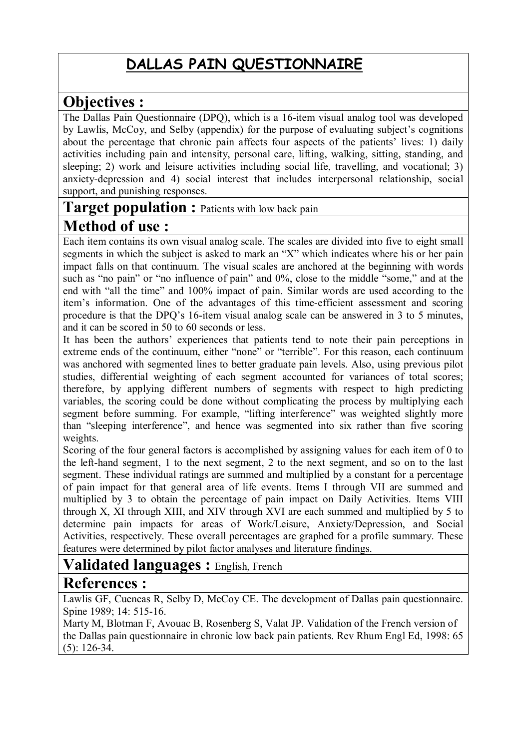# DALLAS PAIN QUESTIONNAIRE

## Objectives :

The Dallas Pain Questionnaire (DPQ), which is a 16-item visual analog tool was developed by Lawlis, McCoy, and Selby (appendix) for the purpose of evaluating subject's cognitions about the percentage that chronic pain affects four aspects of the patients' lives: 1) daily activities including pain and intensity, personal care, lifting, walking, sitting, standing, and sleeping; 2) work and leisure activities including social life, travelling, and vocational; 3) anxiety-depression and 4) social interest that includes interpersonal relationship, social support, and punishing responses.

## Target population : Patients with low back pain

## Method of use :

Each item contains its own visual analog scale. The scales are divided into five to eight small segments in which the subject is asked to mark an "X" which indicates where his or her pain impact falls on that continuum. The visual scales are anchored at the beginning with words such as "no pain" or "no influence of pain" and 0%, close to the middle "some," and at the end with "all the time" and 100% impact of pain. Similar words are used according to the item's information. One of the advantages of this time-efficient assessment and scoring procedure is that the DPQ's 16-item visual analog scale can be answered in 3 to 5 minutes, and it can be scored in 50 to 60 seconds or less.

It has been the authors' experiences that patients tend to note their pain perceptions in extreme ends of the continuum, either "none" or "terrible". For this reason, each continuum was anchored with segmented lines to better graduate pain levels. Also, using previous pilot studies, differential weighting of each segment accounted for variances of total scores; therefore, by applying different numbers of segments with respect to high predicting variables, the scoring could be done without complicating the process by multiplying each segment before summing. For example, "lifting interference" was weighted slightly more than "sleeping interference", and hence was segmented into six rather than five scoring weights.

Scoring of the four general factors is accomplished by assigning values for each item of 0 to the left-hand segment, 1 to the next segment, 2 to the next segment, and so on to the last segment. These individual ratings are summed and multiplied by a constant for a percentage of pain impact for that general area of life events. Items I through VII are summed and multiplied by 3 to obtain the percentage of pain impact on Daily Activities. Items VIII through X, XI through XIII, and XIV through XVI are each summed and multiplied by 5 to determine pain impacts for areas of Work/Leisure, Anxiety/Depression, and Social Activities, respectively. These overall percentages are graphed for a profile summary. These features were determined by pilot factor analyses and literature findings.

## Validated languages : English, French

## References :

Lawlis GF, Cuencas R, Selby D, McCoy CE. The development of Dallas pain questionnaire. Spine 1989; 14: 515-16.

Marty M, Blotman F, Avouac B, Rosenberg S, Valat JP. Validation of the French version of the Dallas pain questionnaire in chronic low back pain patients. Rev Rhum Engl Ed, 1998: 65 (5): 126-34.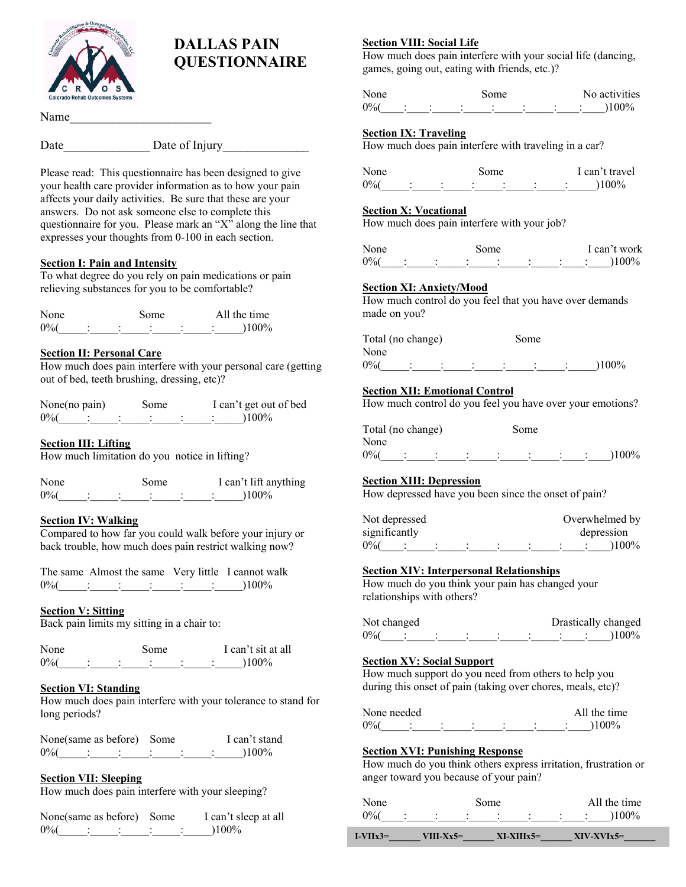# DALLAS PAIN QUESTIONNAIRE

Colorado Rehab Outcomes Systems

Name_______________________

Date______________ Date of Injury______________

Please read: This questionnaire has been designed to give your health care provider information as to how your pain affects your daily activities. Be sure that these are your answers. Do not ask someone else to complete this questionnaire for you. Please mark an "X" along the line that expresses your thoughts from 0-100 in each section.

**Section I: Pain and Intensity**

To what degree do you rely on pain medications or pain relieving substances for you to be comfortable?

None Some All the time

0%(_____:_____:_____:_____:_____:_____)100%

**Section II: Personal Care**

How much does pain interfere with your personal care (getting out of bed, teeth brushing, dressing, etc)?

None(no pain) Some I can't get out of bed

0%(_____:_____:_____:_____:_____:_____)100%

**Section III: Lifting**

How much limitation do you notice in lifting?

None Some I can't lift anything

0%(_____:_____:_____:_____:_____:_____)100%

**Section IV: Walking**

Compared to how far you could walk before your injury or back trouble, how much does pain restrict walking now?

The same Almost the same Very little I cannot walk

0%(_____:_____:_____:_____:_____:_____)100%

**Section V: Sitting**

Back pain limits my sitting in a chair to:

None Some I can't sit at all

0%(_____:_____:_____:_____:_____:_____)100%

**Section VI: Standing**

How much does pain interfere with your tolerance to stand for long periods?

None(same as before) Some I can't stand

0%(_____:_____:_____:_____:_____:_____)100%

**Section VII: Sleeping**

How much does pain interfere with your sleeping?

None(same as before) Some I can't sleep at all

0%(_____:_____:_____:_____:_____)100%

**Section VIII: Social Life**

How much does pain interfere with your social life (dancing, games, going out, eating with friends, etc.)?

None Some No activities

0%(____:____:_____:_____:_____:_____:____:____)100%

**Section IX: Traveling**

How much does pain interfere with traveling in a car?

None Some I can't travel

0%(_____:_____:_____:_____:_____:_____:_____)100%

**Section X: Vocational**

How much does pain interfere with your job?

None Some I can't work

0%(____:_____:_____:_____:_____:_____:____:____)100%

**Section XI: Anxiety/Mood**

How much control do you feel that you have over demands made on you?

Total (no change) Some None

0%(_____:_____:_____:_____:_____:_____:_____)100%

**Section XII: Emotional Control**

How much control do you feel you have over your emotions?

Total (no change) Some None

0%(____:_____:_____:_____:_____:_____:____:____)100%

**Section XIII: Depression**

How depressed have you been since the onset of pain?

Not depressed significantly Overwhelmed by depression

0%(____:_____:_____:_____:_____:_____:____:____)100%

**Section XIV: Interpersonal Relationships**

How much do you think your pain has changed your relationships with others?

Not changed Drastically changed

0%(____:_____:_____:_____:_____:_____:____:____)100%

**Section XV: Social Support**

How much support do you need from others to help you during this onset of pain (taking over chores, meals, etc)?

None needed All the time

0%(_____:_____:_____:_____:_____:_____:____)100%

**Section XVI: Punishing Response**

How much do you think others express irritation, frustration or anger toward you because of your pain?

None Some All the time

0%(____:_____:_____:_____:_____:_____:____:____)100%

**I-VIIx3=______ VIII-Xx5=______ XI-XIIIx5=______ XIV-XVIx5=______**